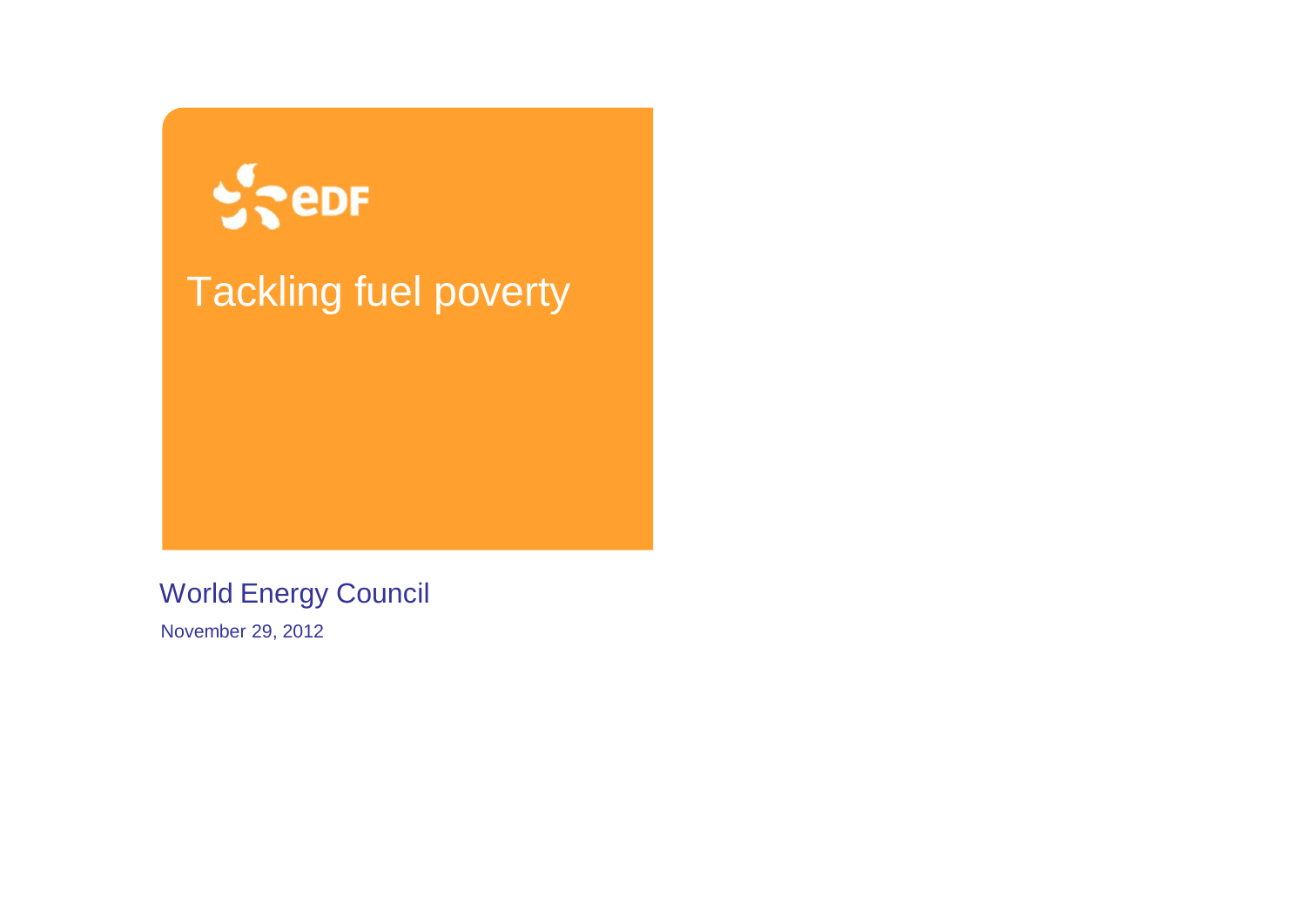EDF

# Tackling fuel poverty

World Energy Council

November 29, 2012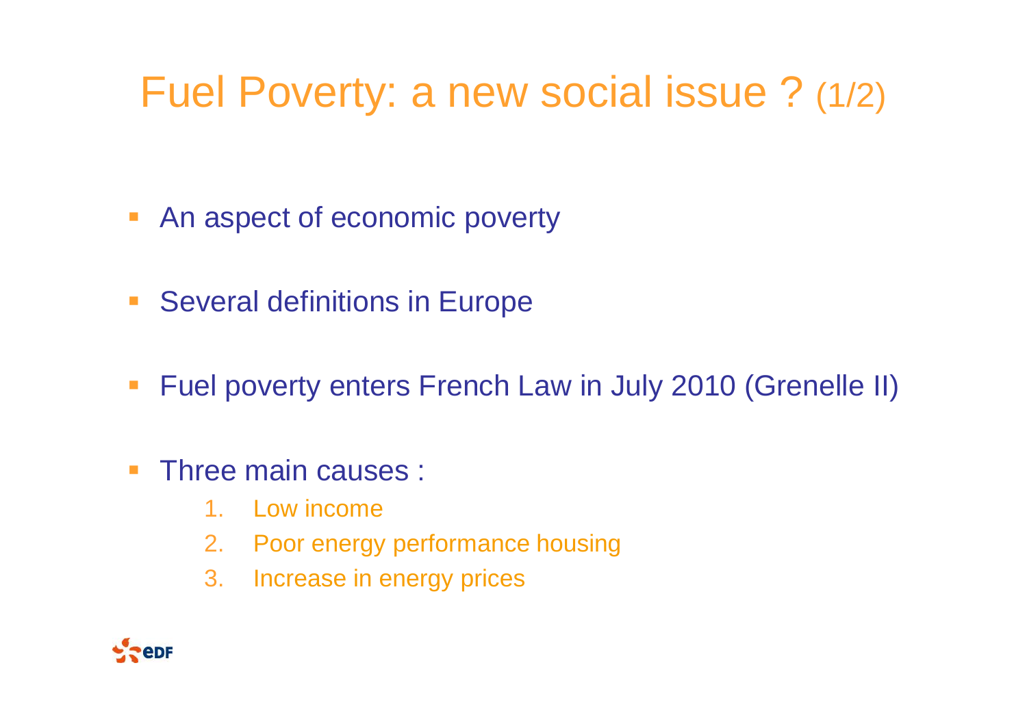# Fuel Poverty: a new social issue ? (1/2)

- An aspect of economic poverty
- Several definitions in Europe
- Fuel poverty enters French Law in July 2010 (Grenelle II)
- Three main causes :
  1. Low income
  2. Poor energy performance housing
  3. Increase in energy prices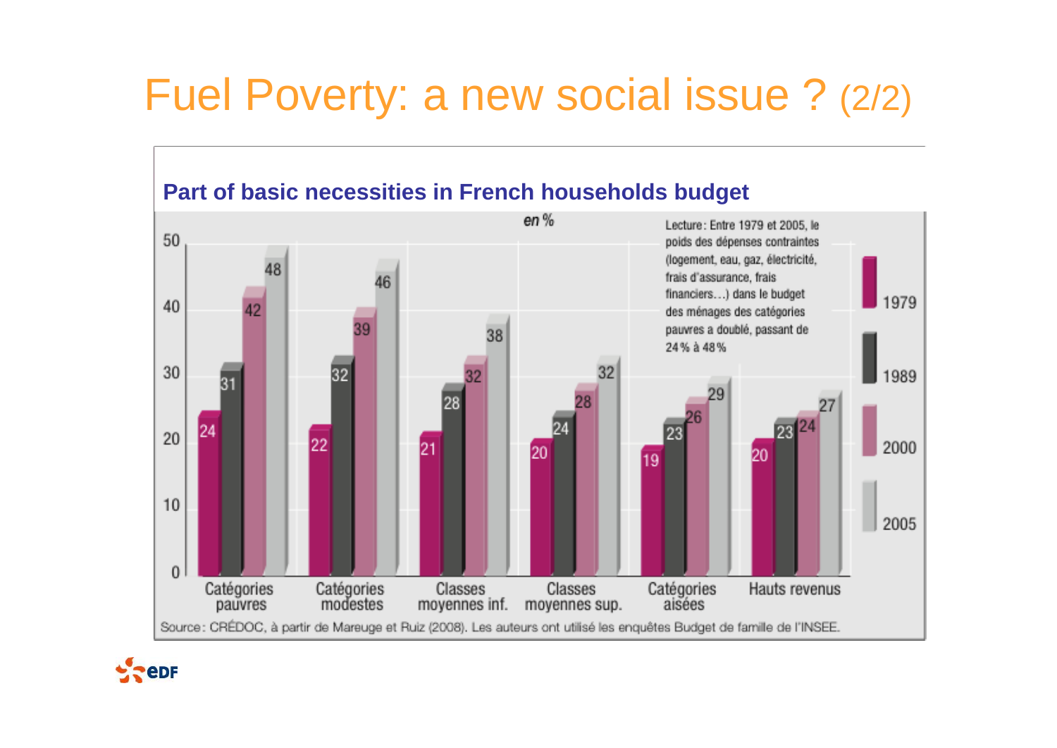# Fuel Poverty: a new social issue ? (2/2)

**Part of basic necessities in French households budget**

en %

Lecture : Entre 1979 et 2005, le poids des dépenses contraintes (logement, eau, gaz, électricité, frais d'assurance, frais financiers…) dans le budget des ménages des catégories pauvres a doublé, passant de 24 % à 48 %

50
40
30
20
10
0

Catégories pauvres: 24, 31, 42, 48
Catégories modestes: 22, 32, 39, 46
Classes moyennes inf.: 21, 28, 32, 38
Classes moyennes sup.: 20, 24, 28, 32
Catégories aisées: 19, 23, 26, 29
Hauts revenus: 20, 23, 24, 27

1979
1989
2000
2005

Source : CRÉDOC, à partir de Mareuge et Ruiz (2008). Les auteurs ont utilisé les enquêtes Budget de famille de l'INSEE.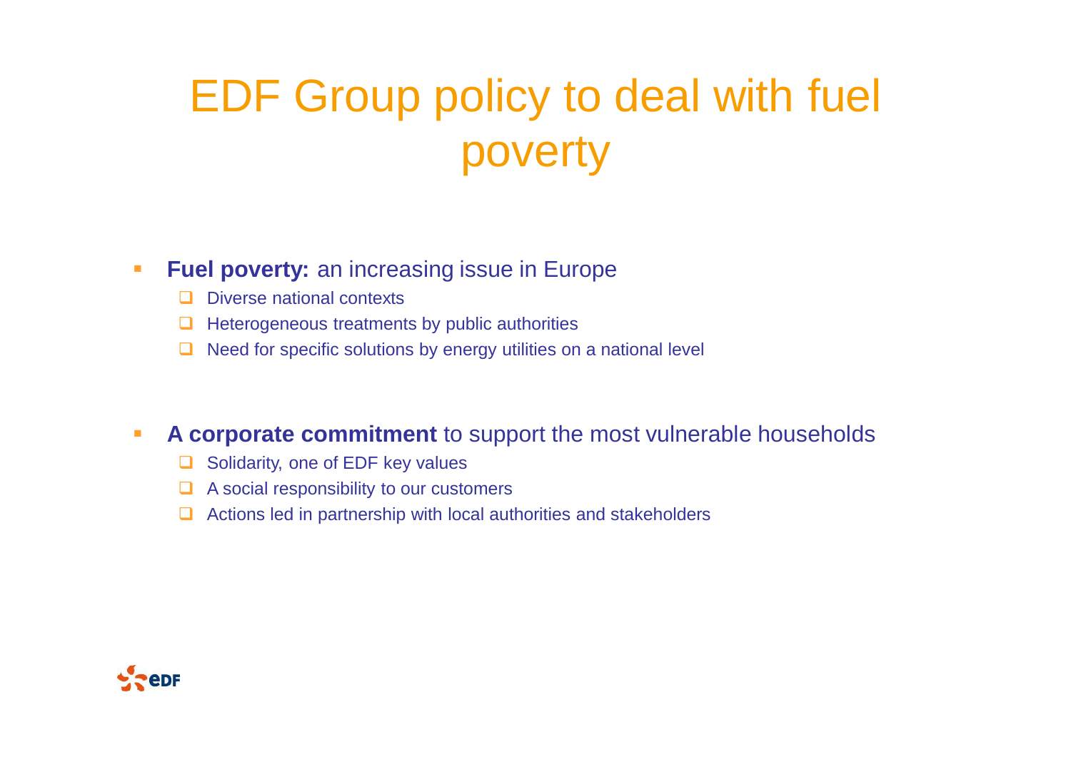# EDF Group policy to deal with fuel poverty

- **Fuel poverty:** an increasing issue in Europe
  - Diverse national contexts
  - Heterogeneous treatments by public authorities
  - Need for specific solutions by energy utilities on a national level

- **A corporate commitment** to support the most vulnerable households
  - Solidarity, one of EDF key values
  - A social responsibility to our customers
  - Actions led in partnership with local authorities and stakeholders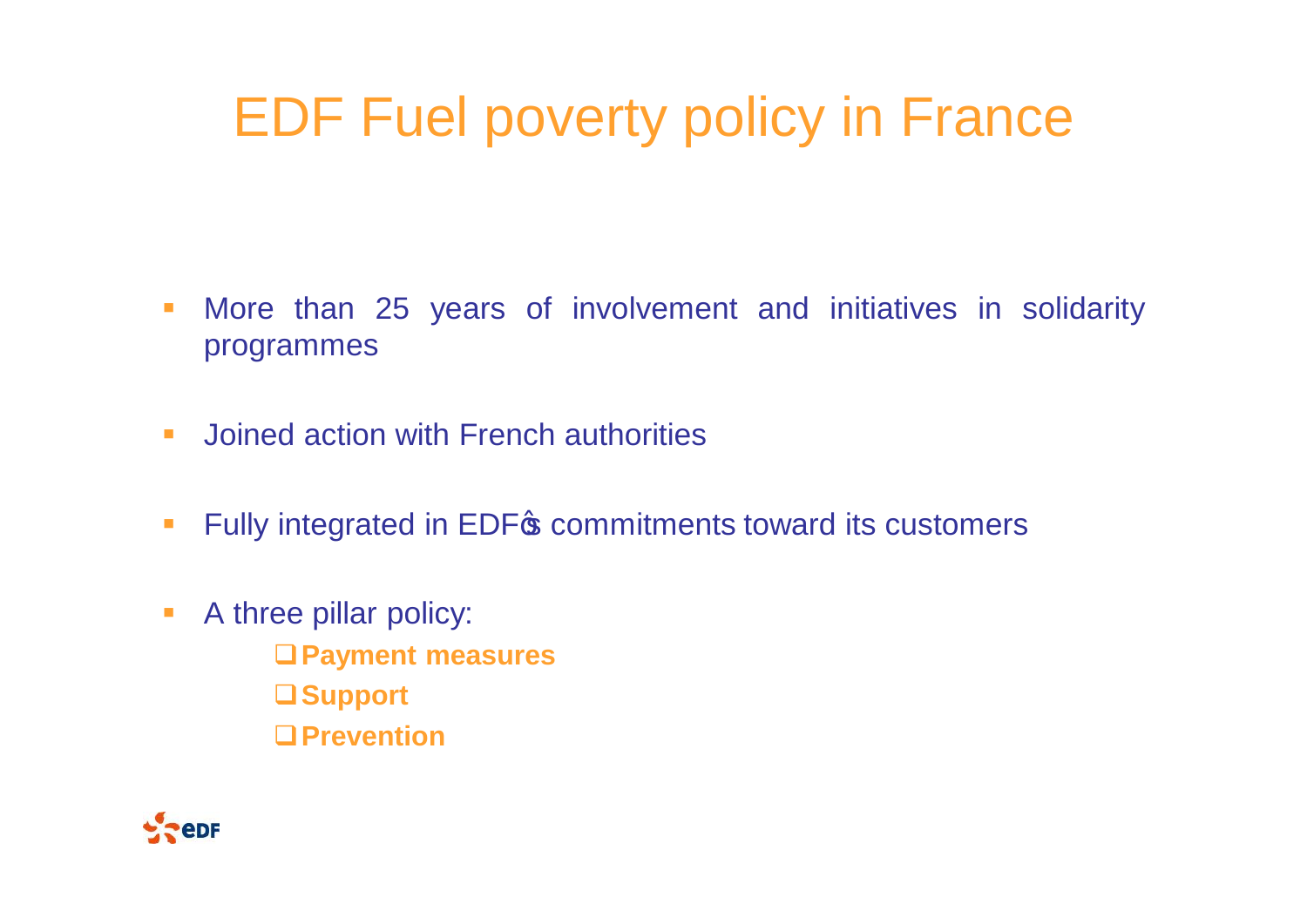# EDF Fuel poverty policy in France

- More than 25 years of involvement and initiatives in solidarity programmes
- Joined action with French authorities
- Fully integrated in EDF's commitments toward its customers
- A three pillar policy:
  - **Payment measures**
  - **Support**
  - **Prevention**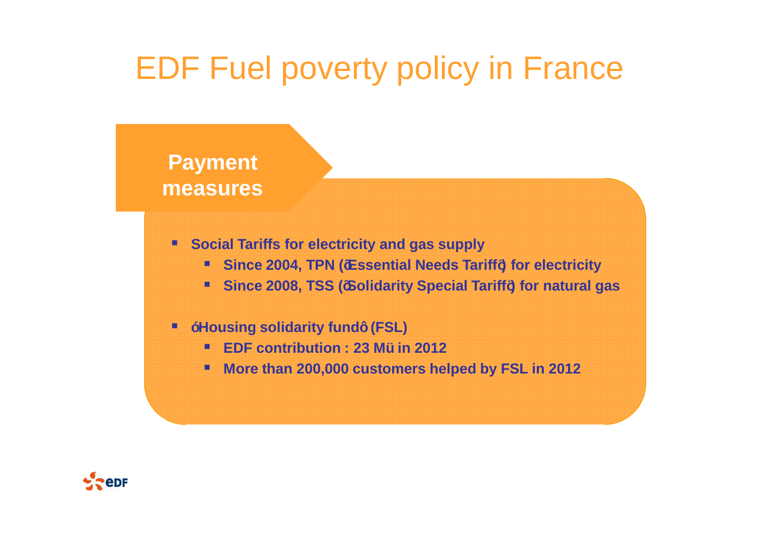# EDF Fuel poverty policy in France

## Payment measures

- Social Tariffs for electricity and gas supply
  - Since 2004, TPN (“Essential Needs Tariff”) for electricity
  - Since 2008, TSS (“Solidarity Special Tariff”) for natural gas
- “Housing solidarity fund” (FSL)
  - EDF contribution : 23 M€ in 2012
  - More than 200,000 customers helped by FSL in 2012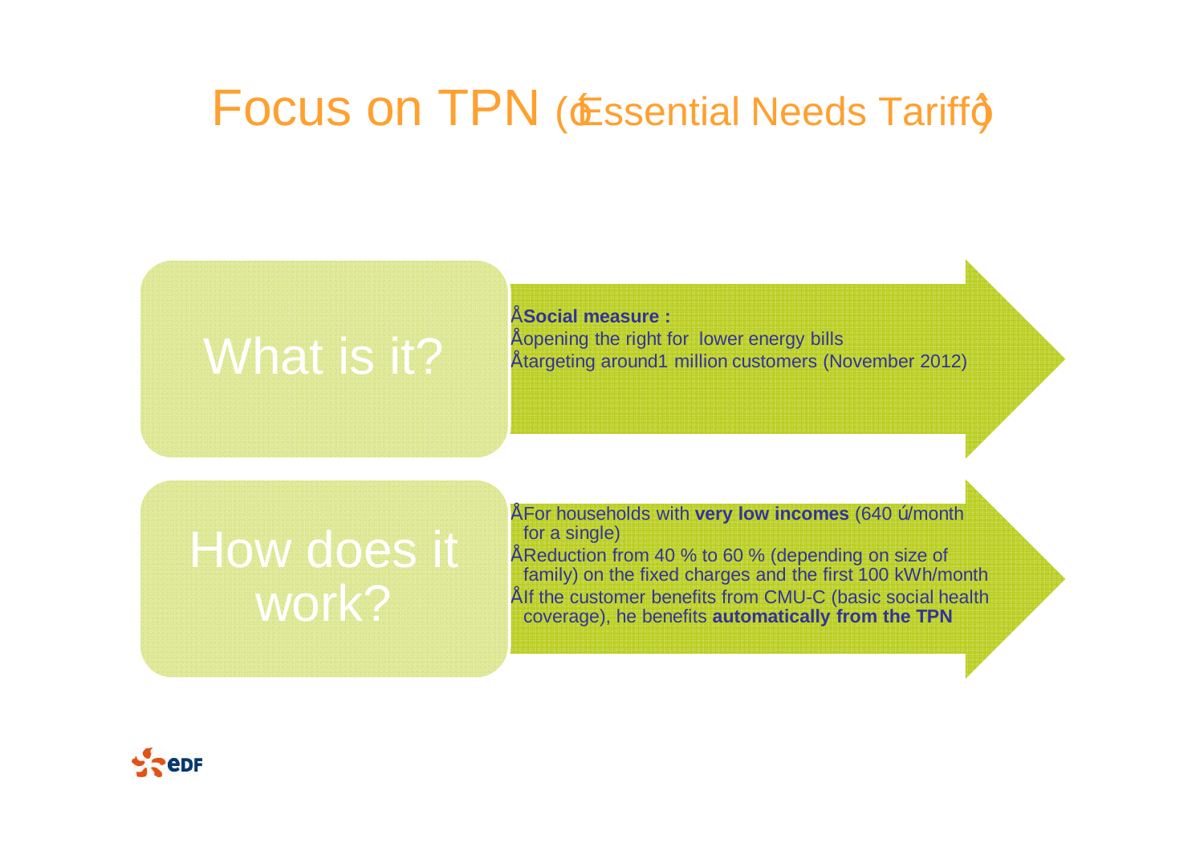# Focus on TPN ("Essential Needs Tariff")

## What is it?

- **Social measure :**
- opening the right for lower energy bills
- targeting around1 million customers (November 2012)

## How does it work?

- For households with **very low incomes** (640 €/month for a single)
- Reduction from 40 % to 60 % (depending on size of family) on the fixed charges and the first 100 kWh/month
- If the customer benefits from CMU-C (basic social health coverage), he benefits **automatically from the TPN**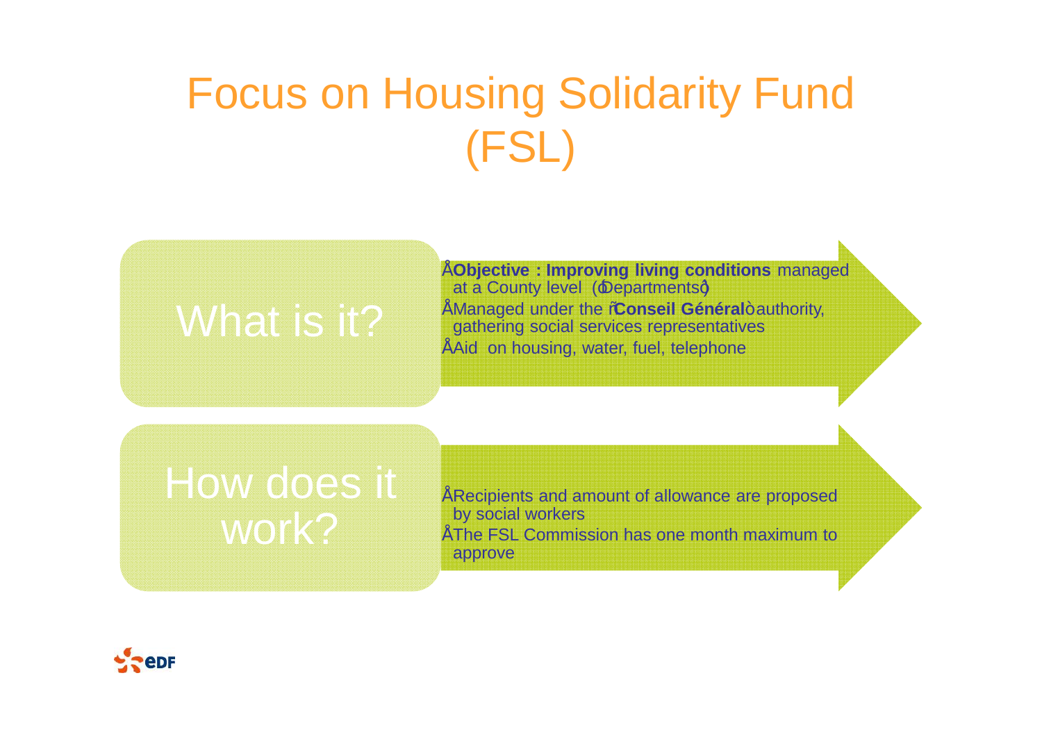# Focus on Housing Solidarity Fund (FSL)

## What is it?

- **Objective : Improving living conditions** managed at a County level ("Departments")
- Managed under the "**Conseil Général**" authority, gathering social services representatives
- Aid on housing, water, fuel, telephone

## How does it work?

- Recipients and amount of allowance are proposed by social workers
- The FSL Commission has one month maximum to approve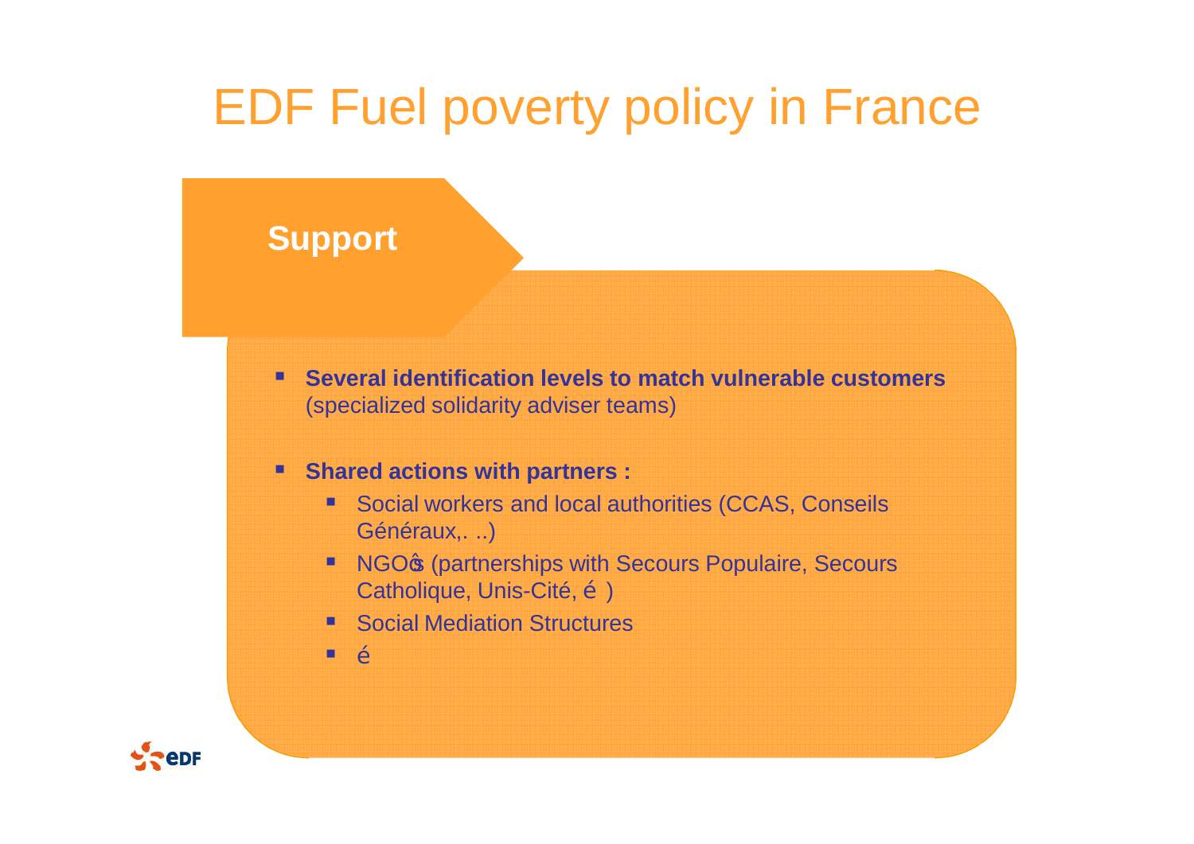# EDF Fuel poverty policy in France

## Support

- **Several identification levels to match vulnerable customers** (specialized solidarity adviser teams)
- **Shared actions with partners :**
  - Social workers and local authorities (CCAS, Conseils Généraux,. ..)
  - NGOôs (partnerships with Secours Populaire, Secours Catholique, Unis-Cité, é )
  - Social Mediation Structures
  - é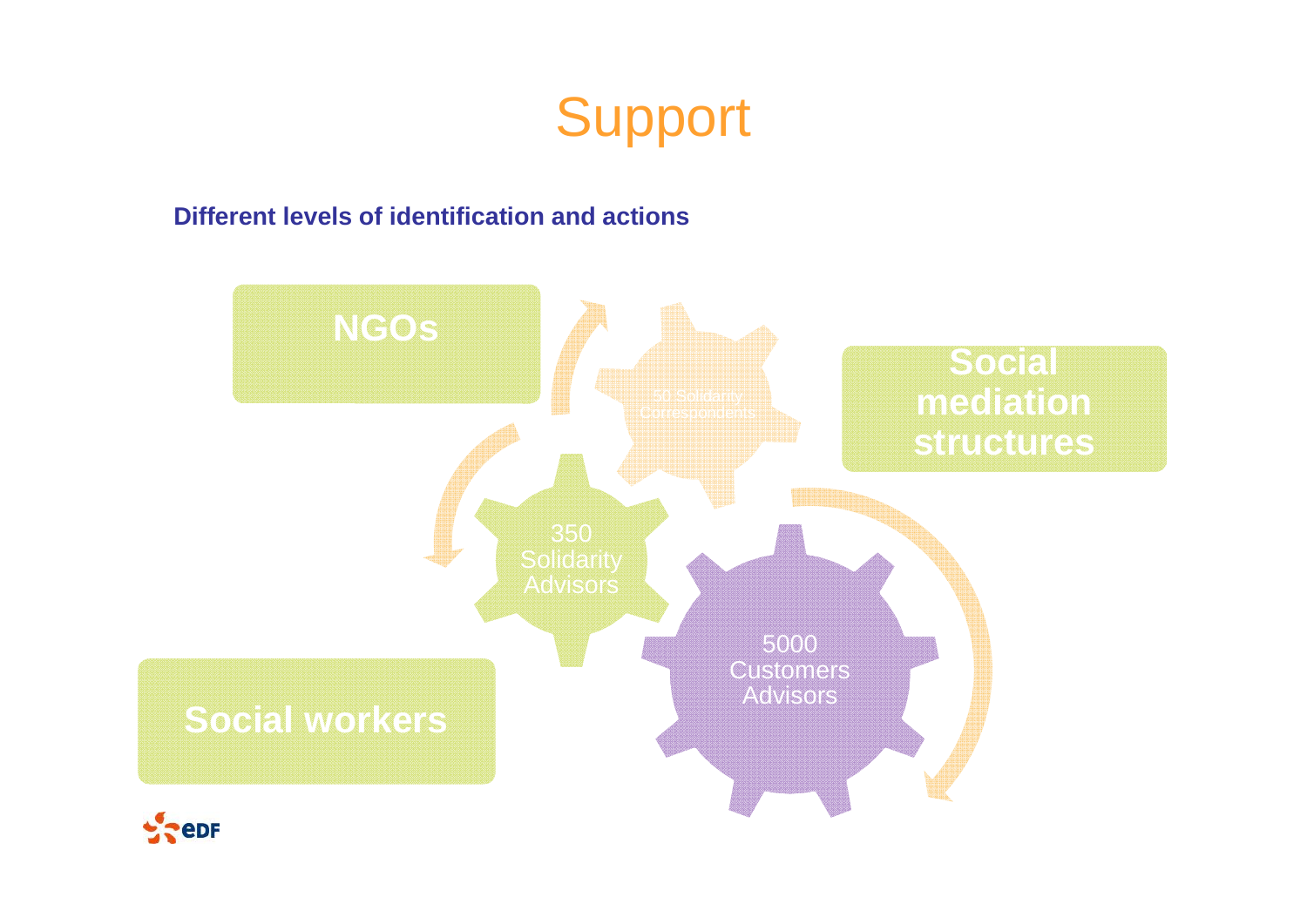# Support

**Different levels of identification and actions**

NGOs

Social mediation structures

20 Solidarity Correspondents

350 Solidarity Advisors

5000 Customers Advisors

Social workers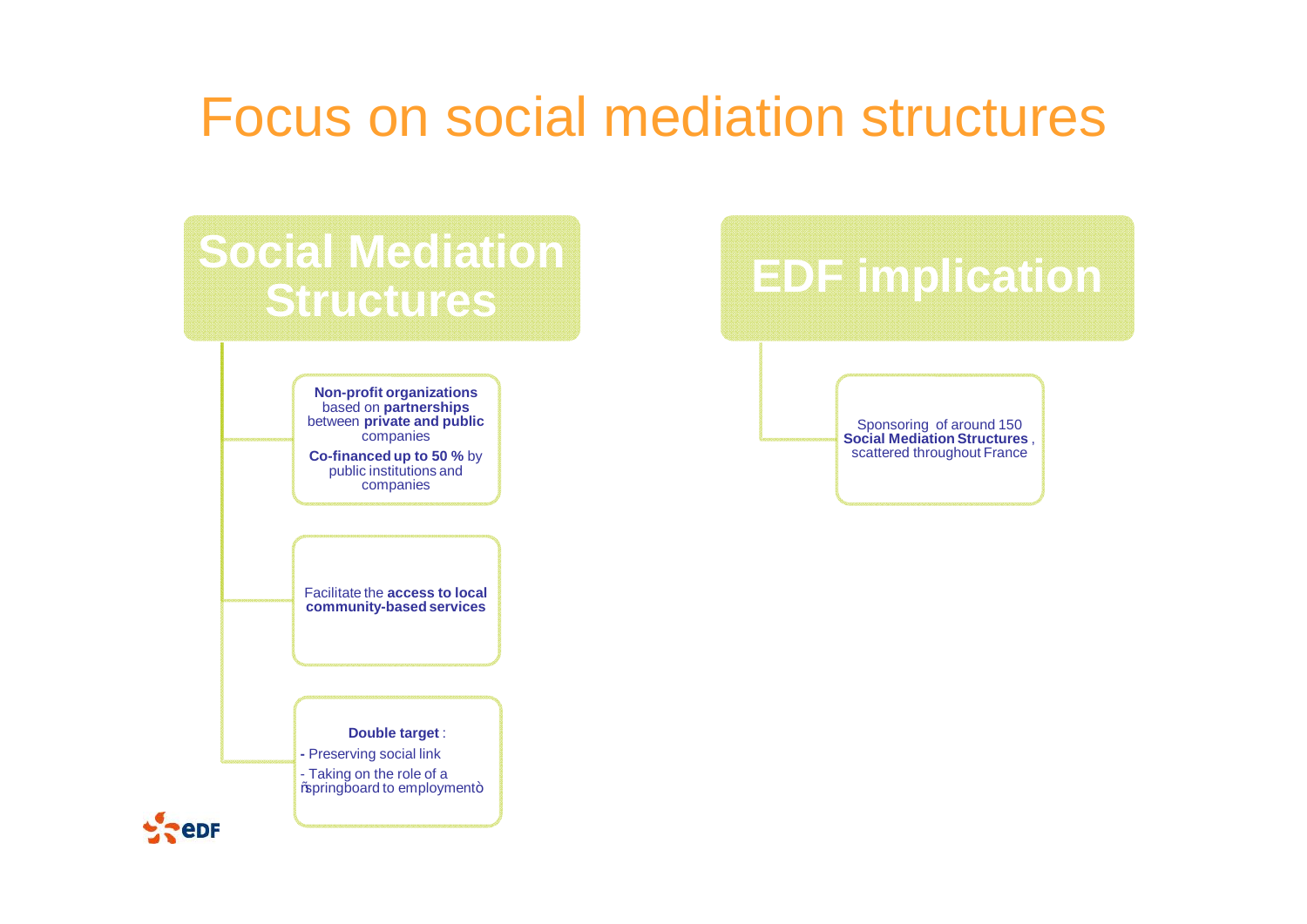# Focus on social mediation structures

## Social Mediation Structures

**Non-profit organizations** based on **partnerships** between **private and public** companies

**Co-financed up to 50 %** by public institutions and companies

Facilitate the **access to local community-based services**

**Double target** :

- Preserving social link
- Taking on the role of a ‟springboard to employment”

## EDF implication

Sponsoring of around 150 **Social Mediation Structures** , scattered throughout France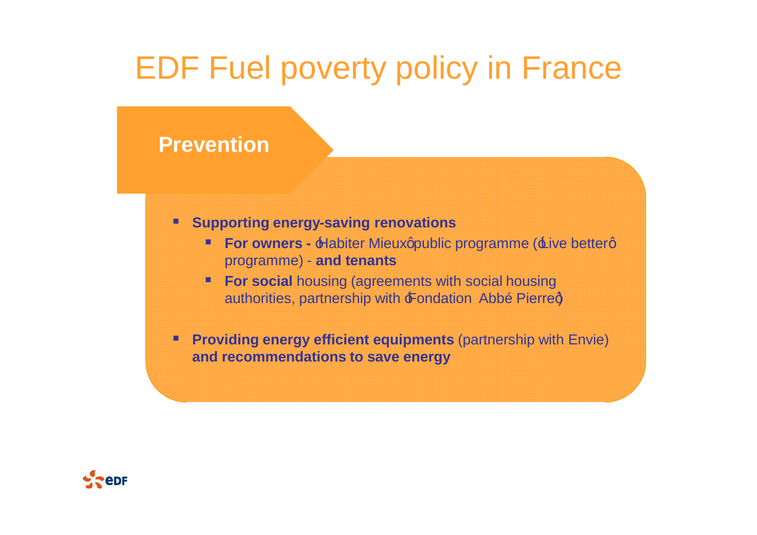# EDF Fuel poverty policy in France

## Prevention

- **Supporting energy-saving renovations**
  - **For owners -** "Habiter Mieux" public programme ("Live better" programme) - **and tenants**
  - **For social** housing (agreements with social housing authorities, partnership with "Fondation Abbé Pierre")
- **Providing energy efficient equipments** (partnership with Envie) **and recommendations to save energy**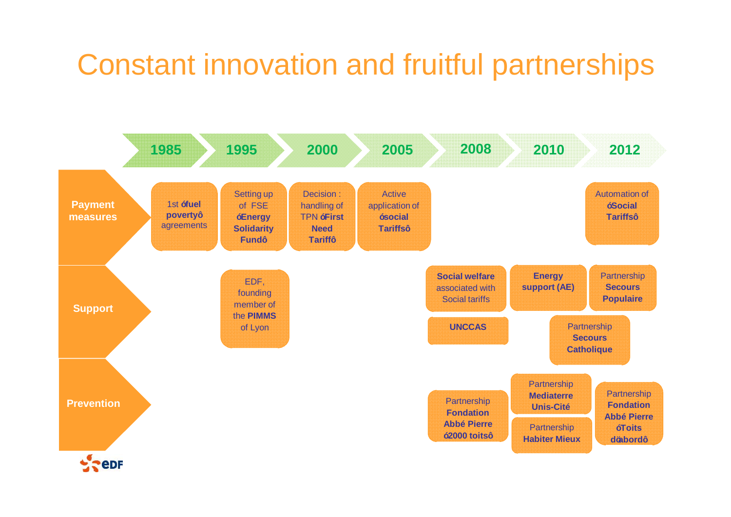# Constant innovation and fruitful partnerships

1985 | 1995 | 2000 | 2005 | 2008 | 2010 | 2012

**Payment measures**

- 1985: 1st **ófuel povertyô** agreements
- 1995: Setting up of FSE **óEnergy Solidarity Fundô**
- 2000: Decision : handling of TPN **óFirst Need Tariffô**
- 2005: Active application of **ósocial Tariffsô**
- 2012: Automation of **óSocial Tariffsô**

**Support**

- 1995: EDF, founding member of the **PIMMS** of Lyon
- 2008: **Social welfare** associated with Social tariffs
- 2008: **UNCCAS**
- 2010: **Energy support (AE)**
- 2010: Partnership **Secours Catholique**
- 2012: Partnership **Secours Populaire**

**Prevention**

- 2008: Partnership **Fondation Abbé Pierre ó2000 toitsô**
- 2010: Partnership **Mediaterre Unis-Cité**
- 2010: Partnership **Habiter Mieux**
- 2012: Partnership **Fondation Abbé Pierre óToits dôabordô**

EDF